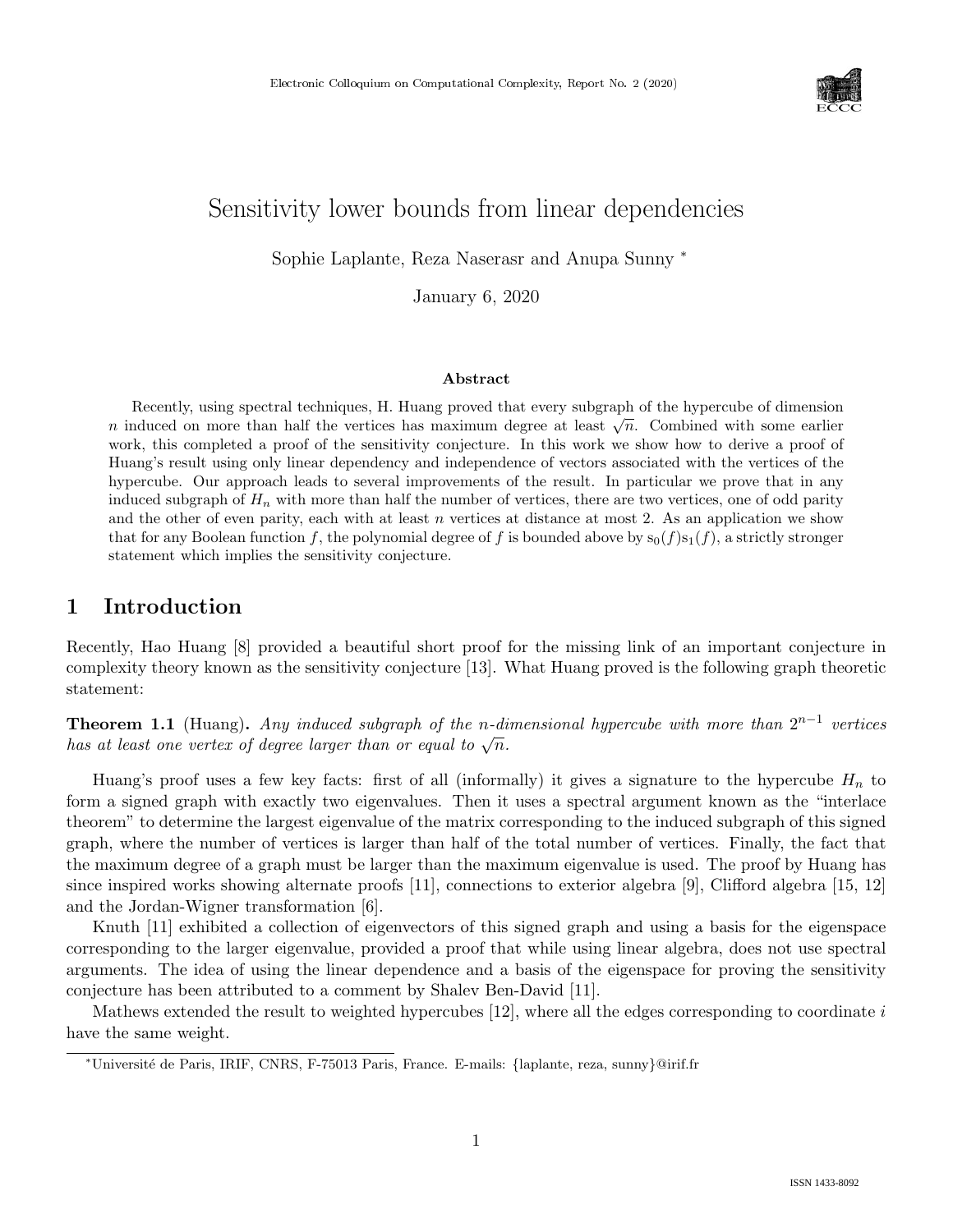# Sensitivity lower bounds from linear dependencies

Sophie Laplante, Reza Naserasr and Anupa Sunny *

January 6, 2020

### Abstract

Recently, using spectral techniques, H. Huang proved that every subgraph of the hypercube of dimension $n$ induced on more than half the vertices has maximum degree at least $\sqrt{n}$. Combined with some earlier work, this completed a proof of the sensitivity conjecture. In this work we show how to derive a proof of Huang's result using only linear dependency and independence of vectors associated with the vertices of the hypercube. Our approach leads to several improvements of the result. In particular we prove that in any induced subgraph of $H_n$ with more than half the number of vertices, there are two vertices, one of odd parity and the other of even parity, each with at least $n$ vertices at distance at most 2. As an application we show that for any Boolean function $f$, the polynomial degree of $f$ is bounded above by $s_0(f)s_1(f)$, a strictly stronger statement which implies the sensitivity conjecture.

## 1 Introduction

Recently, Hao Huang [8] provided a beautiful short proof for the missing link of an important conjecture in complexity theory known as the sensitivity conjecture [13]. What Huang proved is the following graph theoretic statement:

**Theorem 1.1** (Huang). *Any induced subgraph of the n-dimensional hypercube with more than $2^{n-1}$ vertices has at least one vertex of degree larger than or equal to $\sqrt{n}$.*

Huang's proof uses a few key facts: first of all (informally) it gives a signature to the hypercube $H_n$ to form a signed graph with exactly two eigenvalues. Then it uses a spectral argument known as the "interlace theorem" to determine the largest eigenvalue of the matrix corresponding to the induced subgraph of this signed graph, where the number of vertices is larger than half of the total number of vertices. Finally, the fact that the maximum degree of a graph must be larger than the maximum eigenvalue is used. The proof by Huang has since inspired works showing alternate proofs [11], connections to exterior algebra [9], Clifford algebra [15, 12] and the Jordan-Wigner transformation [6].

Knuth [11] exhibited a collection of eigenvectors of this signed graph and using a basis for the eigenspace corresponding to the larger eigenvalue, provided a proof that while using linear algebra, does not use spectral arguments. The idea of using the linear dependence and a basis of the eigenspace for proving the sensitivity conjecture has been attributed to a comment by Shalev Ben-David [11].

Mathews extended the result to weighted hypercubes [12], where all the edges corresponding to coordinate $i$ have the same weight.

*Université de Paris, IRIF, CNRS, F-75013 Paris, France. E-mails: {laplante, reza, sunny}@irif.fr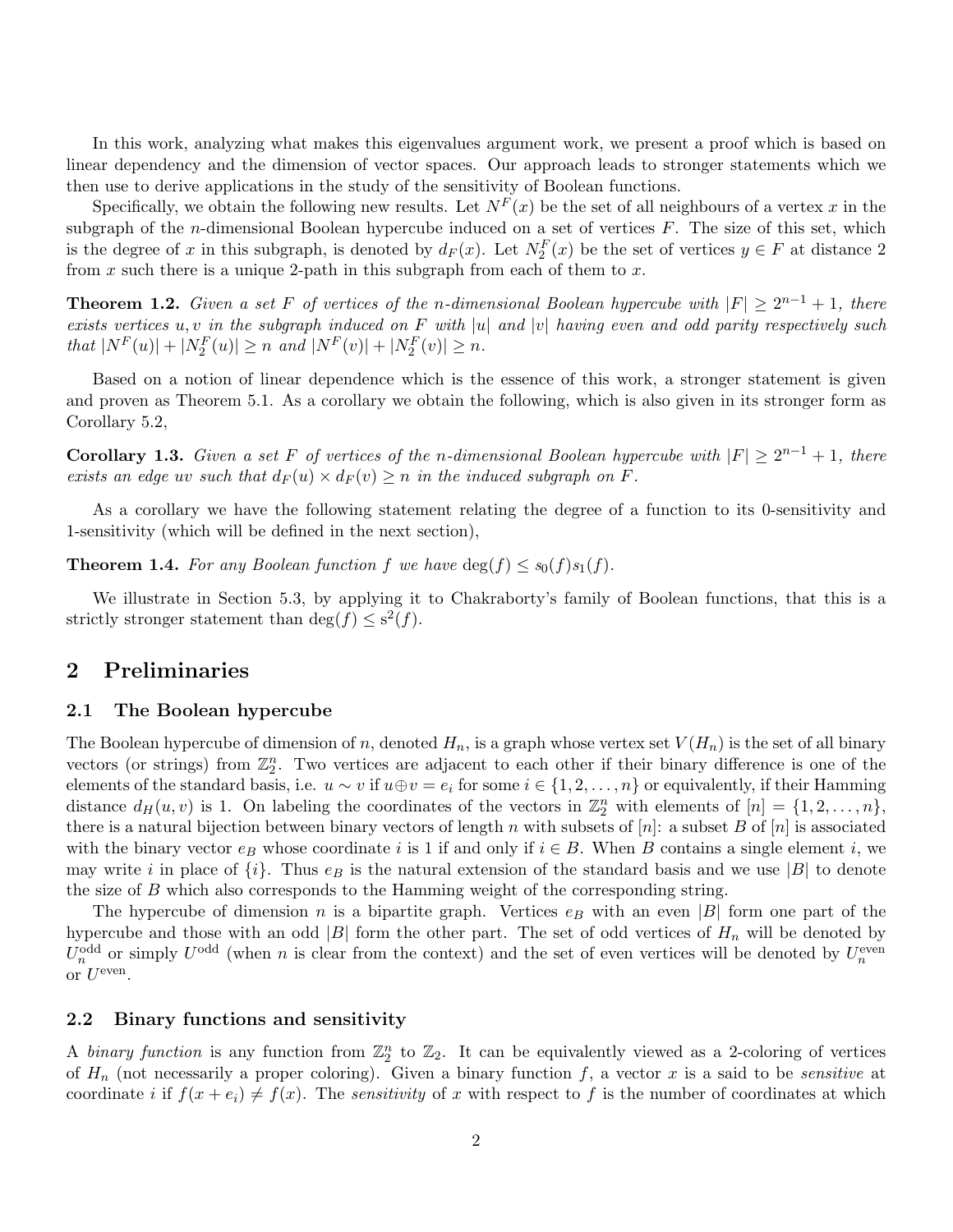In this work, analyzing what makes this eigenvalues argument work, we present a proof which is based on linear dependency and the dimension of vector spaces. Our approach leads to stronger statements which we then use to derive applications in the study of the sensitivity of Boolean functions.

Specifically, we obtain the following new results. Let $N^F(x)$ be the set of all neighbours of a vertex $x$ in the subgraph of the $n$-dimensional Boolean hypercube induced on a set of vertices $F$. The size of this set, which is the degree of $x$ in this subgraph, is denoted by $d_F(x)$. Let $N_2^F(x)$ be the set of vertices $y \in F$ at distance 2 from $x$ such there is a unique 2-path in this subgraph from each of them to $x$.

**Theorem 1.2.** *Given a set $F$ of vertices of the $n$-dimensional Boolean hypercube with $|F| \geq 2^{n-1} + 1$, there exists vertices $u, v$ in the subgraph induced on $F$ with $|u|$ and $|v|$ having even and odd parity respectively such that $|N^F(u)| + |N_2^F(u)| \geq n$ and $|N^F(v)| + |N_2^F(v)| \geq n$.*

Based on a notion of linear dependence which is the essence of this work, a stronger statement is given and proven as Theorem 5.1. As a corollary we obtain the following, which is also given in its stronger form as Corollary 5.2,

**Corollary 1.3.** *Given a set $F$ of vertices of the $n$-dimensional Boolean hypercube with $|F| \geq 2^{n-1} + 1$, there exists an edge $uv$ such that $d_F(u) \times d_F(v) \geq n$ in the induced subgraph on $F$.*

As a corollary we have the following statement relating the degree of a function to its 0-sensitivity and 1-sensitivity (which will be defined in the next section),

**Theorem 1.4.** *For any Boolean function $f$ we have $\deg(f) \leq s_0(f)s_1(f)$.*

We illustrate in Section 5.3, by applying it to Chakraborty's family of Boolean functions, that this is a strictly stronger statement than $\deg(f) \leq \mathrm{s}^2(f)$.

## 2 Preliminaries

### 2.1 The Boolean hypercube

The Boolean hypercube of dimension of $n$, denoted $H_n$, is a graph whose vertex set $V(H_n)$ is the set of all binary vectors (or strings) from $\mathbb{Z}_2^n$. Two vertices are adjacent to each other if their binary difference is one of the elements of the standard basis, i.e. $u \sim v$ if $u \oplus v = e_i$ for some $i \in \{1, 2, \ldots, n\}$ or equivalently, if their Hamming distance $d_H(u, v)$ is 1. On labeling the coordinates of the vectors in $\mathbb{Z}_2^n$ with elements of $[n] = \{1, 2, \ldots, n\}$, there is a natural bijection between binary vectors of length $n$ with subsets of $[n]$: a subset $B$ of $[n]$ is associated with the binary vector $e_B$ whose coordinate $i$ is 1 if and only if $i \in B$. When $B$ contains a single element $i$, we may write $i$ in place of $\{i\}$. Thus $e_B$ is the natural extension of the standard basis and we use $|B|$ to denote the size of $B$ which also corresponds to the Hamming weight of the corresponding string.

The hypercube of dimension $n$ is a bipartite graph. Vertices $e_B$ with an even $|B|$ form one part of the hypercube and those with an odd $|B|$ form the other part. The set of odd vertices of $H_n$ will be denoted by $U_n^{\text{odd}}$ or simply $U^{\text{odd}}$ (when $n$ is clear from the context) and the set of even vertices will be denoted by $U_n^{\text{even}}$ or $U^{\text{even}}$.

### 2.2 Binary functions and sensitivity

A *binary function* is any function from $\mathbb{Z}_2^n$ to $\mathbb{Z}_2$. It can be equivalently viewed as a 2-coloring of vertices of $H_n$ (not necessarily a proper coloring). Given a binary function $f$, a vector $x$ is a said to be *sensitive* at coordinate $i$ if $f(x + e_i) \neq f(x)$. The *sensitivity* of $x$ with respect to $f$ is the number of coordinates at which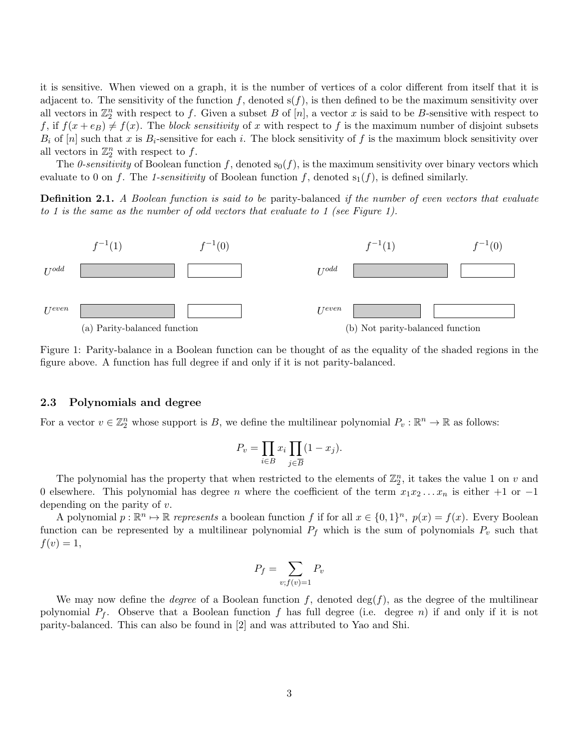it is sensitive. When viewed on a graph, it is the number of vertices of a color different from itself that it is adjacent to. The sensitivity of the function $f$, denoted $\mathrm{s}(f)$, is then defined to be the maximum sensitivity over all vectors in $\mathbb{Z}_2^n$ with respect to $f$. Given a subset $B$ of $[n]$, a vector $x$ is said to be $B$-sensitive with respect to $f$, if $f(x+e_B) \neq f(x)$. The *block sensitivity* of $x$ with respect to $f$ is the maximum number of disjoint subsets $B_i$ of $[n]$ such that $x$ is $B_i$-sensitive for each $i$. The block sensitivity of $f$ is the maximum block sensitivity over all vectors in $\mathbb{Z}_2^n$ with respect to $f$.

The *0-sensitivity* of Boolean function $f$, denoted $\mathrm{s}_0(f)$, is the maximum sensitivity over binary vectors which evaluate to 0 on $f$. The *1-sensitivity* of Boolean function $f$, denoted $\mathrm{s}_1(f)$, is defined similarly.

**Definition 2.1.** *A Boolean function is said to be* parity-balanced *if the number of even vectors that evaluate to 1 is the same as the number of odd vectors that evaluate to 1 (see Figure 1).*

(a) Parity-balanced function

(b) Not parity-balanced function

Figure 1: Parity-balance in a Boolean function can be thought of as the equality of the shaded regions in the figure above. A function has full degree if and only if it is not parity-balanced.

### 2.3 Polynomials and degree

For a vector $v \in \mathbb{Z}_2^n$ whose support is $B$, we define the multilinear polynomial $P_v : \mathbb{R}^n \to \mathbb{R}$ as follows:

$$P_v = \prod_{i \in B} x_i \prod_{j \in \overline{B}} (1 - x_j).$$

The polynomial has the property that when restricted to the elements of $\mathbb{Z}_2^n$, it takes the value 1 on $v$ and 0 elsewhere. This polynomial has degree $n$ where the coefficient of the term $x_1 x_2 \dots x_n$ is either $+1$ or $-1$ depending on the parity of $v$.

A polynomial $p : \mathbb{R}^n \mapsto \mathbb{R}$ *represents* a boolean function $f$ if for all $x \in \{0,1\}^n$, $p(x) = f(x)$. Every Boolean function can be represented by a multilinear polynomial $P_f$ which is the sum of polynomials $P_v$ such that $f(v) = 1$,

$$P_f = \sum_{v; f(v)=1} P_v$$

We may now define the *degree* of a Boolean function $f$, denoted $\deg(f)$, as the degree of the multilinear polynomial $P_f$. Observe that a Boolean function $f$ has full degree (i.e. degree $n$) if and only if it is not parity-balanced. This can also be found in [2] and was attributed to Yao and Shi.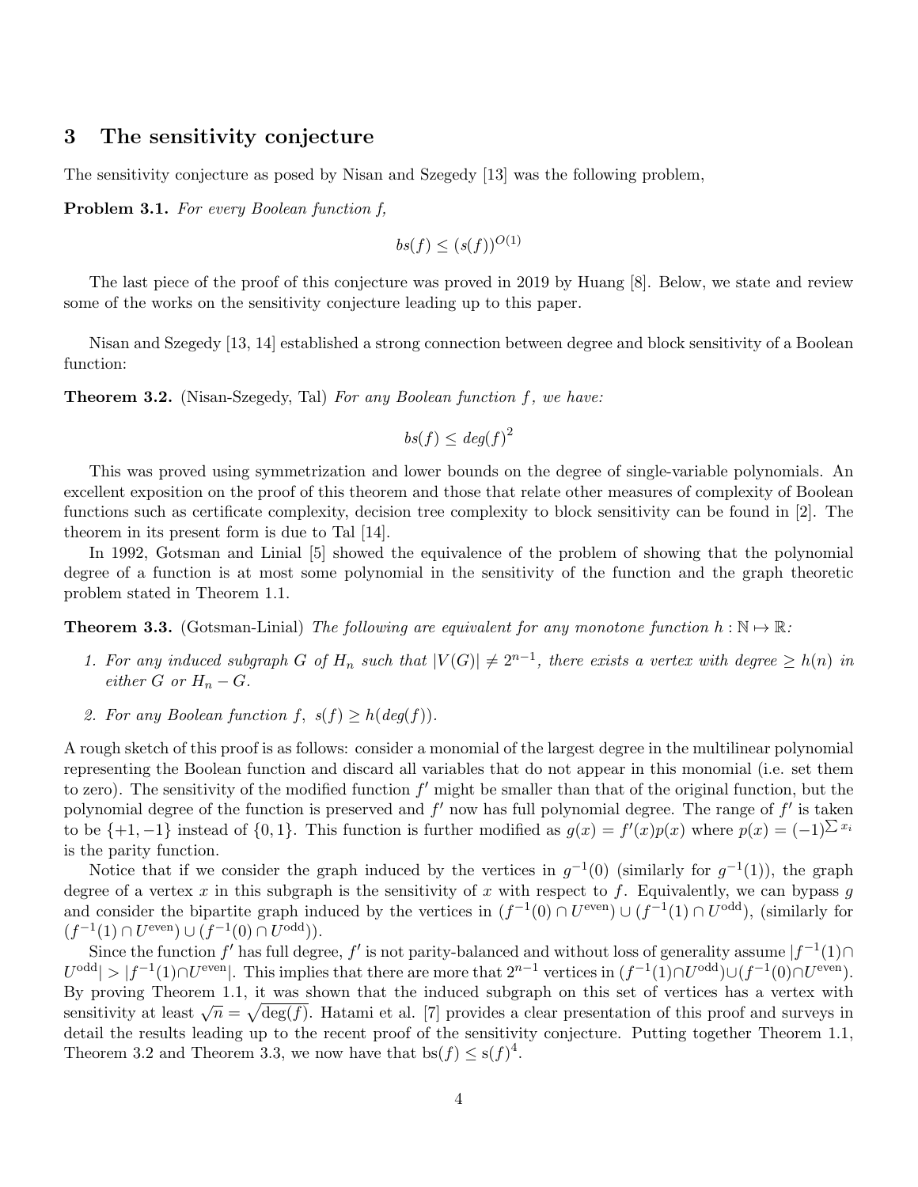## 3 The sensitivity conjecture

The sensitivity conjecture as posed by Nisan and Szegedy [13] was the following problem,

**Problem 3.1.** *For every Boolean function f,*

$$bs(f) \leq (s(f))^{O(1)}$$

The last piece of the proof of this conjecture was proved in 2019 by Huang [8]. Below, we state and review some of the works on the sensitivity conjecture leading up to this paper.

Nisan and Szegedy [13, 14] established a strong connection between degree and block sensitivity of a Boolean function:

**Theorem 3.2.** (Nisan-Szegedy, Tal) *For any Boolean function f, we have:*

$$bs(f) \leq deg(f)^2$$

This was proved using symmetrization and lower bounds on the degree of single-variable polynomials. An excellent exposition on the proof of this theorem and those that relate other measures of complexity of Boolean functions such as certificate complexity, decision tree complexity to block sensitivity can be found in [2]. The theorem in its present form is due to Tal [14].

In 1992, Gotsman and Linial [5] showed the equivalence of the problem of showing that the polynomial degree of a function is at most some polynomial in the sensitivity of the function and the graph theoretic problem stated in Theorem 1.1.

**Theorem 3.3.** (Gotsman-Linial) *The following are equivalent for any monotone function $h : \mathbb{N} \mapsto \mathbb{R}$:*

1. *For any induced subgraph G of $H_n$ such that $|V(G)| \neq 2^{n-1}$, there exists a vertex with degree $\geq h(n)$ in either G or $H_n - G$.*
2. *For any Boolean function f, $s(f) \geq h(deg(f))$.*

A rough sketch of this proof is as follows: consider a monomial of the largest degree in the multilinear polynomial representing the Boolean function and discard all variables that do not appear in this monomial (i.e. set them to zero). The sensitivity of the modified function $f'$ might be smaller than that of the original function, but the polynomial degree of the function is preserved and $f'$ now has full polynomial degree. The range of $f'$ is taken to be $\{+1, -1\}$ instead of $\{0, 1\}$. This function is further modified as $g(x) = f'(x)p(x)$ where $p(x) = (-1)^{\sum x_i}$ is the parity function.

Notice that if we consider the graph induced by the vertices in $g^{-1}(0)$ (similarly for $g^{-1}(1)$), the graph degree of a vertex $x$ in this subgraph is the sensitivity of $x$ with respect to $f$. Equivalently, we can bypass $g$ and consider the bipartite graph induced by the vertices in $(f^{-1}(0) \cap U^{\text{even}}) \cup (f^{-1}(1) \cap U^{\text{odd}})$, (similarly for $(f^{-1}(1) \cap U^{\text{even}}) \cup (f^{-1}(0) \cap U^{\text{odd}})$).

Since the function $f'$ has full degree, $f'$ is not parity-balanced and without loss of generality assume $|f^{-1}(1) \cap U^{\text{odd}}| > |f^{-1}(1) \cap U^{\text{even}}|$. This implies that there are more that $2^{n-1}$ vertices in $(f^{-1}(1) \cap U^{\text{odd}}) \cup (f^{-1}(0) \cap U^{\text{even}})$. By proving Theorem 1.1, it was shown that the induced subgraph on this set of vertices has a vertex with sensitivity at least $\sqrt{n} = \sqrt{\deg(f)}$. Hatami et al. [7] provides a clear presentation of this proof and surveys in detail the results leading up to the recent proof of the sensitivity conjecture. Putting together Theorem 1.1, Theorem 3.2 and Theorem 3.3, we now have that $\text{bs}(f) \leq \text{s}(f)^4$.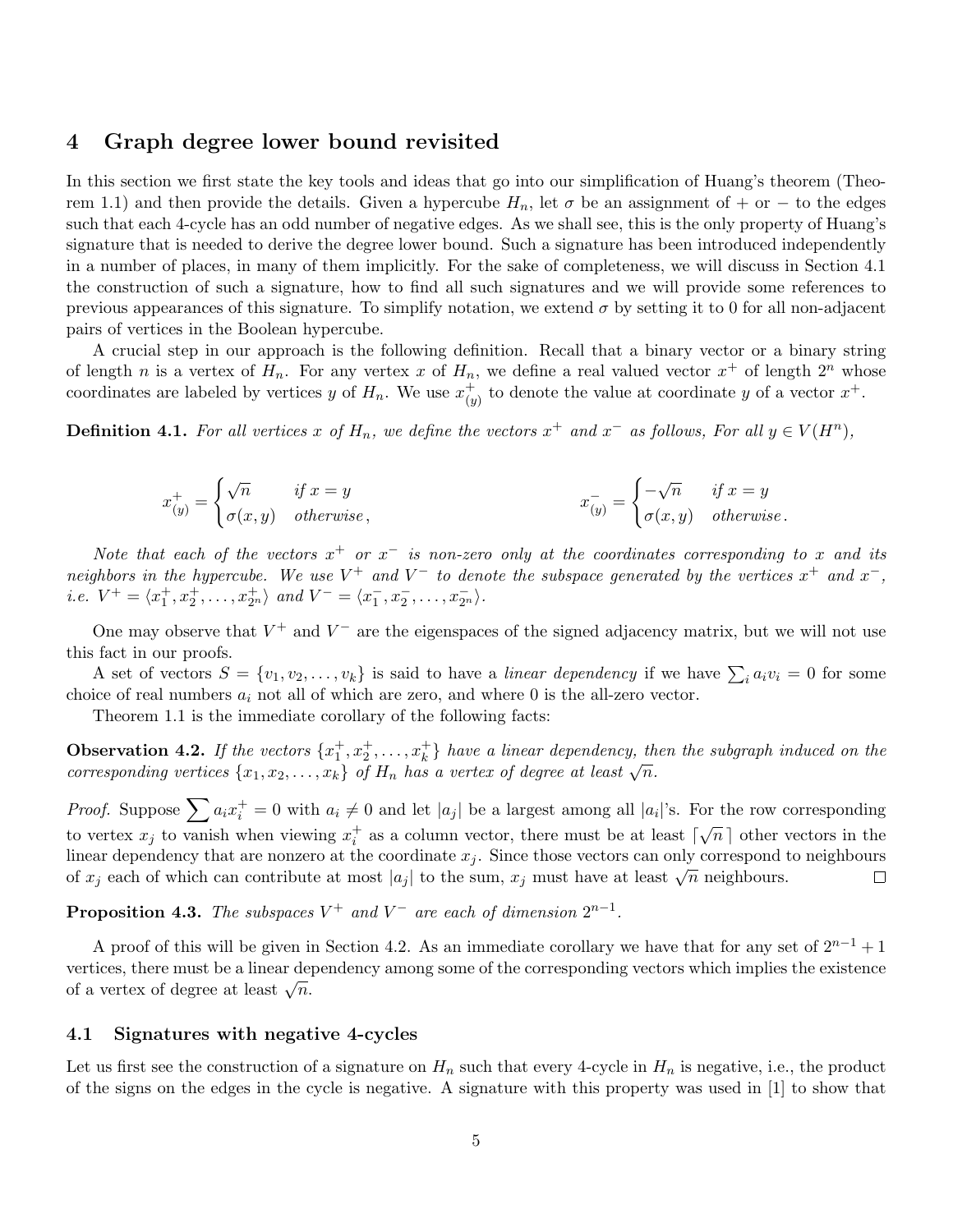## 4 Graph degree lower bound revisited

In this section we first state the key tools and ideas that go into our simplification of Huang's theorem (Theorem 1.1) and then provide the details. Given a hypercube $H_n$, let $\sigma$ be an assignment of + or − to the edges such that each 4-cycle has an odd number of negative edges. As we shall see, this is the only property of Huang's signature that is needed to derive the degree lower bound. Such a signature has been introduced independently in a number of places, in many of them implicitly. For the sake of completeness, we will discuss in Section 4.1 the construction of such a signature, how to find all such signatures and we will provide some references to previous appearances of this signature. To simplify notation, we extend $\sigma$ by setting it to 0 for all non-adjacent pairs of vertices in the Boolean hypercube.

A crucial step in our approach is the following definition. Recall that a binary vector or a binary string of length $n$ is a vertex of $H_n$. For any vertex $x$ of $H_n$, we define a real valued vector $x^+$ of length $2^n$ whose coordinates are labeled by vertices $y$ of $H_n$. We use $x^+_{(y)}$ to denote the value at coordinate $y$ of a vector $x^+$.

**Definition 4.1.** *For all vertices $x$ of $H_n$, we define the vectors $x^+$ and $x^-$ as follows, For all $y \in V(H^n)$,*

$$x^+_{(y)} = \begin{cases} \sqrt{n} & \text{if } x = y \\ \sigma(x,y) & \text{otherwise}, \end{cases} \qquad\qquad x^-_{(y)} = \begin{cases} -\sqrt{n} & \text{if } x = y \\ \sigma(x,y) & \text{otherwise}. \end{cases}$$

*Note that each of the vectors $x^+$ or $x^-$ is non-zero only at the coordinates corresponding to $x$ and its neighbors in the hypercube. We use $V^+$ and $V^-$ to denote the subspace generated by the vertices $x^+$ and $x^-$, i.e. $V^+ = \langle x_1^+, x_2^+, \dots, x_{2^n}^+ \rangle$ and $V^- = \langle x_1^-, x_2^-, \dots, x_{2^n}^- \rangle$.*

One may observe that $V^+$ and $V^-$ are the eigenspaces of the signed adjacency matrix, but we will not use this fact in our proofs.

A set of vectors $S = \{v_1, v_2, \dots, v_k\}$ is said to have a *linear dependency* if we have $\sum_i a_i v_i = 0$ for some choice of real numbers $a_i$ not all of which are zero, and where 0 is the all-zero vector.

Theorem 1.1 is the immediate corollary of the following facts:

**Observation 4.2.** *If the vectors $\{x_1^+, x_2^+, \dots, x_k^+\}$ have a linear dependency, then the subgraph induced on the corresponding vertices $\{x_1, x_2, \dots, x_k\}$ of $H_n$ has a vertex of degree at least $\sqrt{n}$.*

*Proof.* Suppose $\sum a_i x_i^+ = 0$ with $a_i \neq 0$ and let $|a_j|$ be a largest among all $|a_i|$'s. For the row corresponding to vertex $x_j$ to vanish when viewing $x_i^+$ as a column vector, there must be at least $\lceil \sqrt{n} \rceil$ other vectors in the linear dependency that are nonzero at the coordinate $x_j$. Since those vectors can only correspond to neighbours of $x_j$ each of which can contribute at most $|a_j|$ to the sum, $x_j$ must have at least $\sqrt{n}$ neighbours. □

**Proposition 4.3.** *The subspaces $V^+$ and $V^-$ are each of dimension $2^{n-1}$.*

A proof of this will be given in Section 4.2. As an immediate corollary we have that for any set of $2^{n-1} + 1$ vertices, there must be a linear dependency among some of the corresponding vectors which implies the existence of a vertex of degree at least $\sqrt{n}$.

### 4.1 Signatures with negative 4-cycles

Let us first see the construction of a signature on $H_n$ such that every 4-cycle in $H_n$ is negative, i.e., the product of the signs on the edges in the cycle is negative. A signature with this property was used in [1] to show that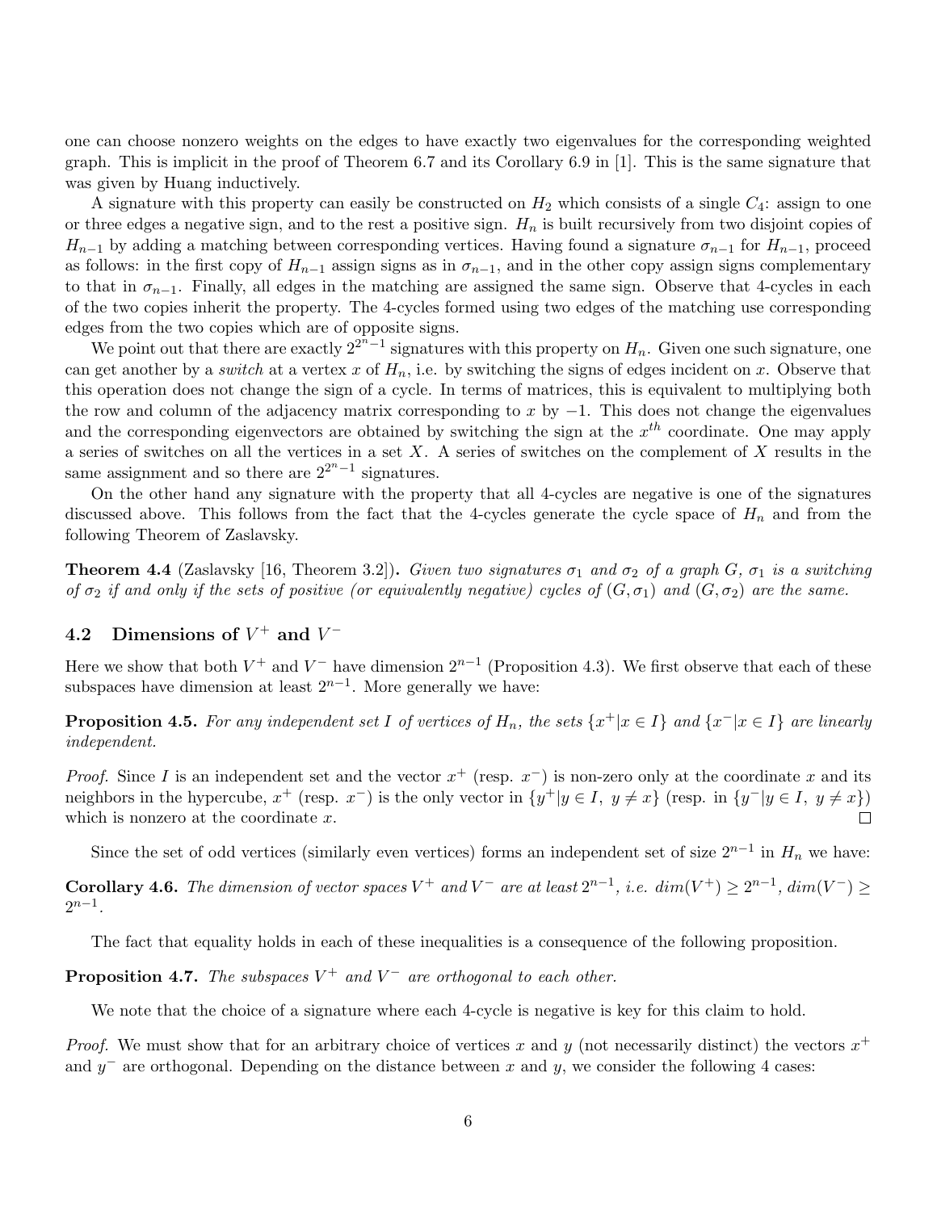one can choose nonzero weights on the edges to have exactly two eigenvalues for the corresponding weighted graph. This is implicit in the proof of Theorem 6.7 and its Corollary 6.9 in [1]. This is the same signature that was given by Huang inductively.

A signature with this property can easily be constructed on $H_2$ which consists of a single $C_4$: assign to one or three edges a negative sign, and to the rest a positive sign. $H_n$ is built recursively from two disjoint copies of $H_{n-1}$ by adding a matching between corresponding vertices. Having found a signature $\sigma_{n-1}$ for $H_{n-1}$, proceed as follows: in the first copy of $H_{n-1}$ assign signs as in $\sigma_{n-1}$, and in the other copy assign signs complementary to that in $\sigma_{n-1}$. Finally, all edges in the matching are assigned the same sign. Observe that 4-cycles in each of the two copies inherit the property. The 4-cycles formed using two edges of the matching use corresponding edges from the two copies which are of opposite signs.

We point out that there are exactly $2^{2^n-1}$ signatures with this property on $H_n$. Given one such signature, one can get another by a *switch* at a vertex $x$ of $H_n$, i.e. by switching the signs of edges incident on $x$. Observe that this operation does not change the sign of a cycle. In terms of matrices, this is equivalent to multiplying both the row and column of the adjacency matrix corresponding to $x$ by $-1$. This does not change the eigenvalues and the corresponding eigenvectors are obtained by switching the sign at the $x^{th}$ coordinate. One may apply a series of switches on all the vertices in a set $X$. A series of switches on the complement of $X$ results in the same assignment and so there are $2^{2^n-1}$ signatures.

On the other hand any signature with the property that all 4-cycles are negative is one of the signatures discussed above. This follows from the fact that the 4-cycles generate the cycle space of $H_n$ and from the following Theorem of Zaslavsky.

**Theorem 4.4** (Zaslavsky [16, Theorem 3.2])**.** *Given two signatures $\sigma_1$ and $\sigma_2$ of a graph $G$, $\sigma_1$ is a switching of $\sigma_2$ if and only if the sets of positive (or equivalently negative) cycles of $(G, \sigma_1)$ and $(G, \sigma_2)$ are the same.*

## 4.2 Dimensions of $V^+$ and $V^-$

Here we show that both $V^+$ and $V^-$ have dimension $2^{n-1}$ (Proposition 4.3). We first observe that each of these subspaces have dimension at least $2^{n-1}$. More generally we have:

**Proposition 4.5.** *For any independent set $I$ of vertices of $H_n$, the sets $\{x^+|x \in I\}$ and $\{x^-|x \in I\}$ are linearly independent.*

*Proof.* Since $I$ is an independent set and the vector $x^+$ (resp. $x^-$) is non-zero only at the coordinate $x$ and its neighbors in the hypercube, $x^+$ (resp. $x^-$) is the only vector in $\{y^+|y \in I,\ y \neq x\}$ (resp. in $\{y^-|y \in I,\ y \neq x\}$) which is nonzero at the coordinate $x$. $\square$

Since the set of odd vertices (similarly even vertices) forms an independent set of size $2^{n-1}$ in $H_n$ we have:

**Corollary 4.6.** *The dimension of vector spaces $V^+$ and $V^-$ are at least $2^{n-1}$, i.e. $dim(V^+) \geq 2^{n-1}$, $dim(V^-) \geq 2^{n-1}$.*

The fact that equality holds in each of these inequalities is a consequence of the following proposition.

**Proposition 4.7.** *The subspaces $V^+$ and $V^-$ are orthogonal to each other.*

We note that the choice of a signature where each 4-cycle is negative is key for this claim to hold.

*Proof.* We must show that for an arbitrary choice of vertices $x$ and $y$ (not necessarily distinct) the vectors $x^+$ and $y^-$ are orthogonal. Depending on the distance between $x$ and $y$, we consider the following 4 cases: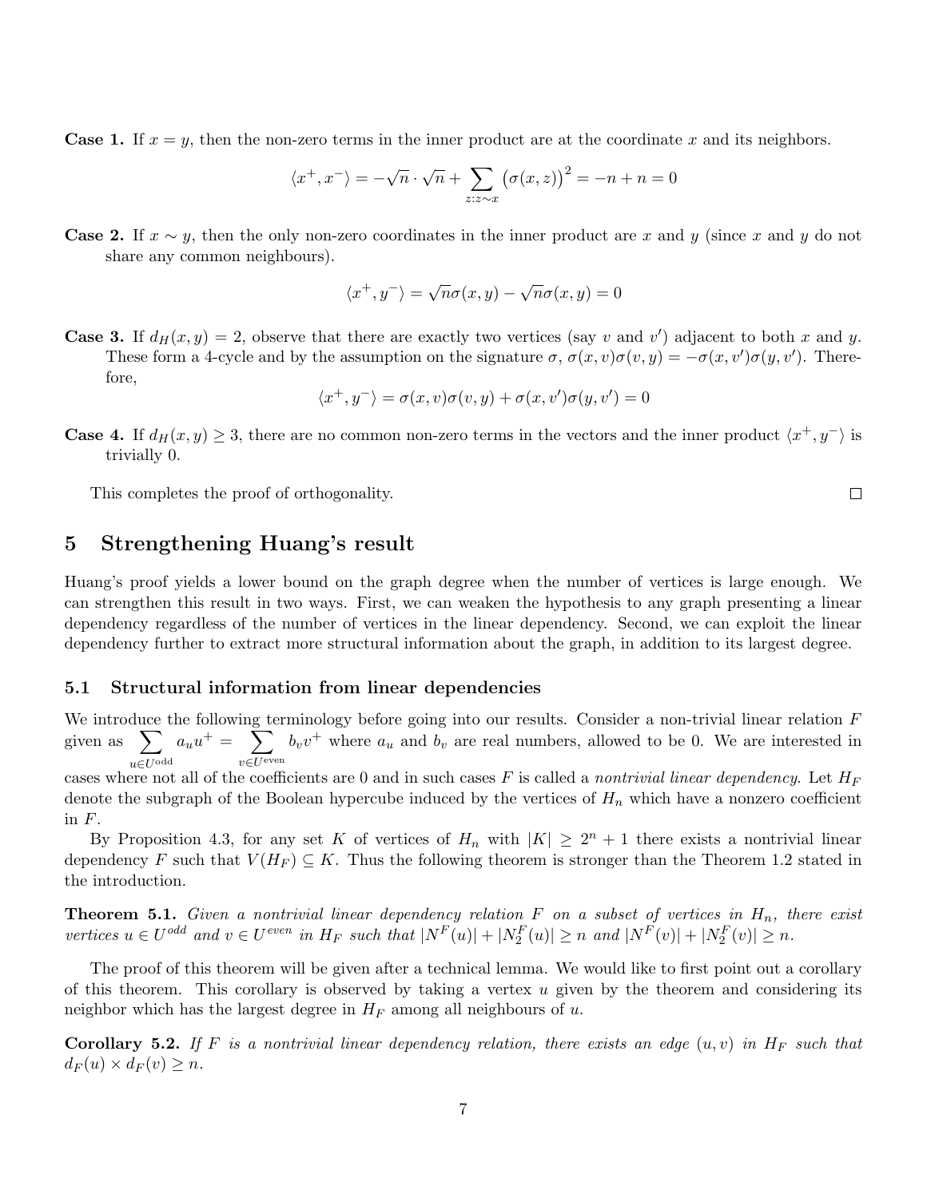**Case 1.** If $x = y$, then the non-zero terms in the inner product are at the coordinate $x$ and its neighbors.

$$\langle x^+, x^- \rangle = -\sqrt{n} \cdot \sqrt{n} + \sum_{z: z \sim x} \big(\sigma(x,z)\big)^2 = -n + n = 0$$

**Case 2.** If $x \sim y$, then the only non-zero coordinates in the inner product are $x$ and $y$ (since $x$ and $y$ do not share any common neighbours).

$$\langle x^+, y^- \rangle = \sqrt{n}\sigma(x,y) - \sqrt{n}\sigma(x,y) = 0$$

**Case 3.** If $d_H(x, y) = 2$, observe that there are exactly two vertices (say $v$ and $v'$) adjacent to both $x$ and $y$. These form a 4-cycle and by the assumption on the signature $\sigma$, $\sigma(x,v)\sigma(v,y) = -\sigma(x,v')\sigma(y,v')$. Therefore,

$$\langle x^+, y^- \rangle = \sigma(x,v)\sigma(v,y) + \sigma(x,v')\sigma(y,v') = 0$$

**Case 4.** If $d_H(x, y) \geq 3$, there are no common non-zero terms in the vectors and the inner product $\langle x^+, y^- \rangle$ is trivially 0.

This completes the proof of orthogonality. □

## 5 Strengthening Huang's result

Huang's proof yields a lower bound on the graph degree when the number of vertices is large enough. We can strengthen this result in two ways. First, we can weaken the hypothesis to any graph presenting a linear dependency regardless of the number of vertices in the linear dependency. Second, we can exploit the linear dependency further to extract more structural information about the graph, in addition to its largest degree.

### 5.1 Structural information from linear dependencies

We introduce the following terminology before going into our results. Consider a non-trivial linear relation $F$ given as $\sum_{u \in U^{\text{odd}}} a_u u^+ = \sum_{v \in U^{\text{even}}} b_v v^+$ where $a_u$ and $b_v$ are real numbers, allowed to be 0. We are interested in cases where not all of the coefficients are 0 and in such cases $F$ is called a *nontrivial linear dependency*. Let $H_F$ denote the subgraph of the Boolean hypercube induced by the vertices of $H_n$ which have a nonzero coefficient in $F$.

By Proposition 4.3, for any set $K$ of vertices of $H_n$ with $|K| \geq 2^n + 1$ there exists a nontrivial linear dependency $F$ such that $V(H_F) \subseteq K$. Thus the following theorem is stronger than the Theorem 1.2 stated in the introduction.

**Theorem 5.1.** *Given a nontrivial linear dependency relation $F$ on a subset of vertices in $H_n$, there exist vertices $u \in U^{odd}$ and $v \in U^{even}$ in $H_F$ such that $|N^F(u)| + |N_2^F(u)| \geq n$ and $|N^F(v)| + |N_2^F(v)| \geq n$.*

The proof of this theorem will be given after a technical lemma. We would like to first point out a corollary of this theorem. This corollary is observed by taking a vertex $u$ given by the theorem and considering its neighbor which has the largest degree in $H_F$ among all neighbours of $u$.

**Corollary 5.2.** *If $F$ is a nontrivial linear dependency relation, there exists an edge $(u, v)$ in $H_F$ such that $d_F(u) \times d_F(v) \geq n$.*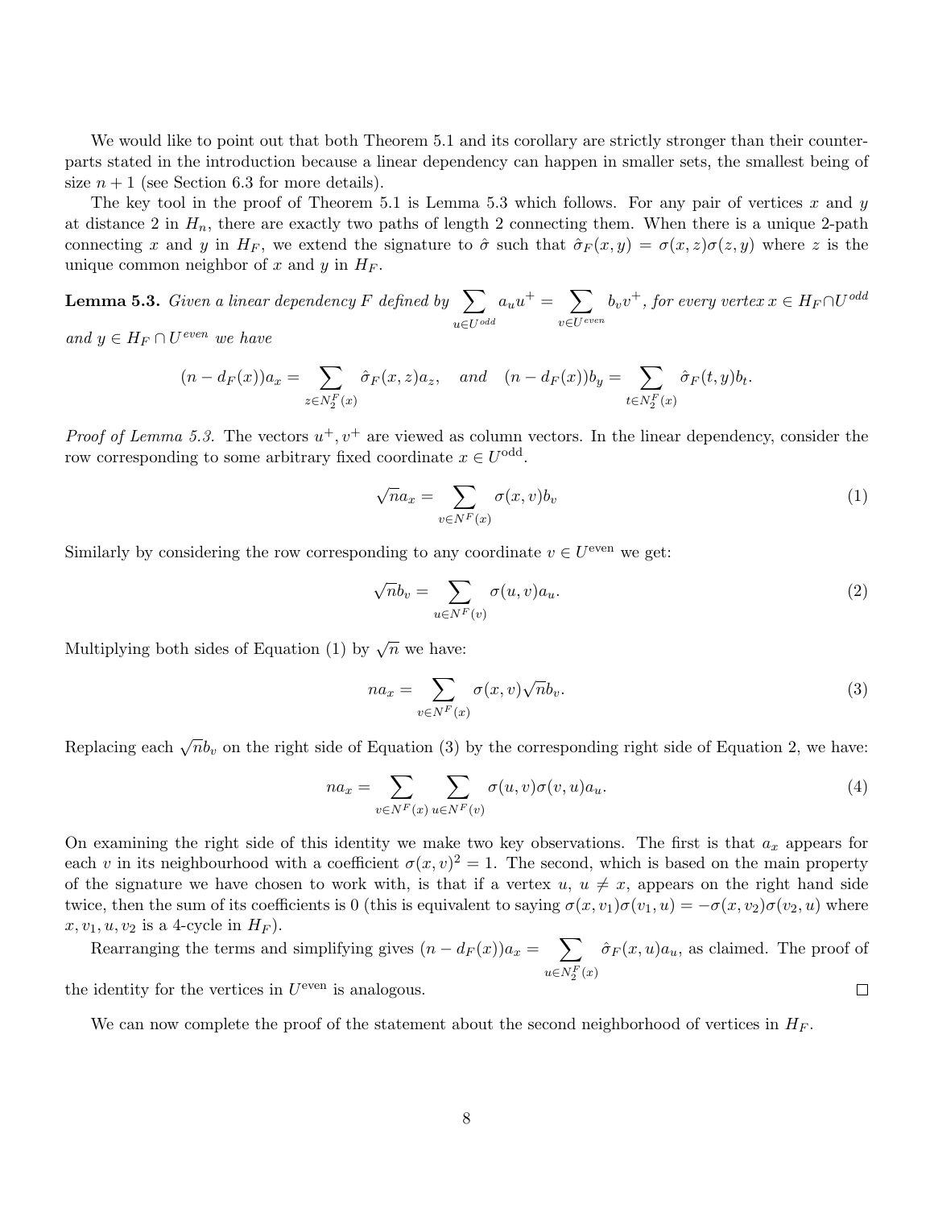We would like to point out that both Theorem 5.1 and its corollary are strictly stronger than their counterparts stated in the introduction because a linear dependency can happen in smaller sets, the smallest being of size $n+1$ (see Section 6.3 for more details).

The key tool in the proof of Theorem 5.1 is Lemma 5.3 which follows. For any pair of vertices $x$ and $y$ at distance 2 in $H_n$, there are exactly two paths of length 2 connecting them. When there is a unique 2-path connecting $x$ and $y$ in $H_F$, we extend the signature to $\hat{\sigma}$ such that $\hat{\sigma}_F(x,y) = \sigma(x,z)\sigma(z,y)$ where $z$ is the unique common neighbor of $x$ and $y$ in $H_F$.

**Lemma 5.3.** *Given a linear dependency $F$ defined by $\sum_{u \in U^{odd}} a_u u^+ = \sum_{v \in U^{even}} b_v v^+$, for every vertex $x \in H_F \cap U^{odd}$ and $y \in H_F \cap U^{even}$ we have*

$$(n - d_F(x))a_x = \sum_{z \in N_2^F(x)} \hat{\sigma}_F(x,z)a_z, \quad \textit{and} \quad (n - d_F(x))b_y = \sum_{t \in N_2^F(x)} \hat{\sigma}_F(t,y)b_t.$$

*Proof of Lemma 5.3.* The vectors $u^+, v^+$ are viewed as column vectors. In the linear dependency, consider the row corresponding to some arbitrary fixed coordinate $x \in U^{\text{odd}}$.

$$\sqrt{n}a_x = \sum_{v \in N^F(x)} \sigma(x,v)b_v \tag{1}$$

Similarly by considering the row corresponding to any coordinate $v \in U^{\text{even}}$ we get:

$$\sqrt{n}b_v = \sum_{u \in N^F(v)} \sigma(u,v)a_u. \tag{2}$$

Multiplying both sides of Equation (1) by $\sqrt{n}$ we have:

$$na_x = \sum_{v \in N^F(x)} \sigma(x,v)\sqrt{n}b_v. \tag{3}$$

Replacing each $\sqrt{n}b_v$ on the right side of Equation (3) by the corresponding right side of Equation 2, we have:

$$na_x = \sum_{v \in N^F(x)} \sum_{u \in N^F(v)} \sigma(u,v)\sigma(v,u)a_u. \tag{4}$$

On examining the right side of this identity we make two key observations. The first is that $a_x$ appears for each $v$ in its neighbourhood with a coefficient $\sigma(x,v)^2 = 1$. The second, which is based on the main property of the signature we have chosen to work with, is that if a vertex $u$, $u \neq x$, appears on the right hand side twice, then the sum of its coefficients is 0 (this is equivalent to saying $\sigma(x,v_1)\sigma(v_1,u) = -\sigma(x,v_2)\sigma(v_2,u)$ where $x, v_1, u, v_2$ is a 4-cycle in $H_F$).

Rearranging the terms and simplifying gives $(n - d_F(x))a_x = \sum_{u \in N_2^F(x)} \hat{\sigma}_F(x,u)a_u$, as claimed. The proof of the identity for the vertices in $U^{\text{even}}$ is analogous. □

We can now complete the proof of the statement about the second neighborhood of vertices in $H_F$.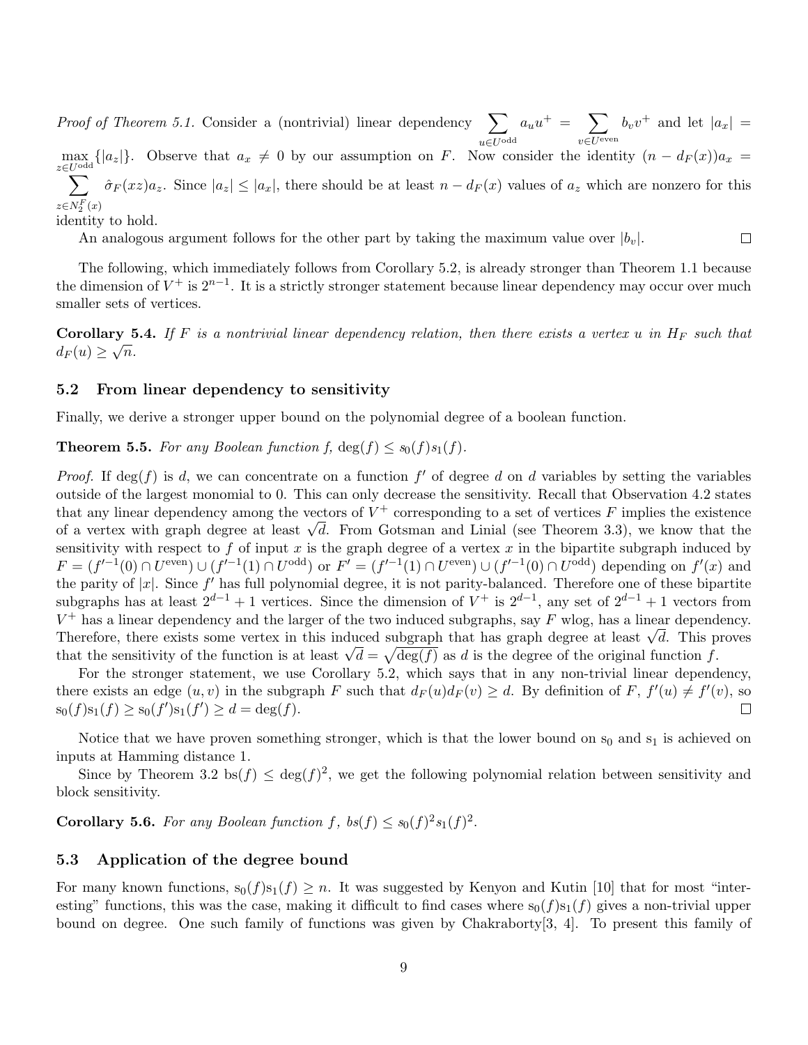*Proof of Theorem 5.1.* Consider a (nontrivial) linear dependency $\sum_{u\in U^{\text{odd}}} a_u u^+ = \sum_{v\in U^{\text{even}}} b_v v^+$ and let $|a_x| = \max_{z\in U^{\text{odd}}}\{|a_z|\}$. Observe that $a_x \neq 0$ by our assumption on $F$. Now consider the identity $(n - d_F(x))a_x = \sum_{z\in N_2^F(x)} \hat{\sigma}_F(xz)a_z$. Since $|a_z| \le |a_x|$, there should be at least $n - d_F(x)$ values of $a_z$ which are nonzero for this identity to hold.

An analogous argument follows for the other part by taking the maximum value over $|b_v|$. $\square$

The following, which immediately follows from Corollary 5.2, is already stronger than Theorem 1.1 because the dimension of $V^+$ is $2^{n-1}$. It is a strictly stronger statement because linear dependency may occur over much smaller sets of vertices.

**Corollary 5.4.** *If $F$ is a nontrivial linear dependency relation, then there exists a vertex $u$ in $H_F$ such that $d_F(u) \ge \sqrt{n}$.*

### 5.2 From linear dependency to sensitivity

Finally, we derive a stronger upper bound on the polynomial degree of a boolean function.

**Theorem 5.5.** *For any Boolean function $f$, $\deg(f) \le s_0(f)s_1(f)$.*

*Proof.* If $\deg(f)$ is $d$, we can concentrate on a function $f'$ of degree $d$ on $d$ variables by setting the variables outside of the largest monomial to 0. This can only decrease the sensitivity. Recall that Observation 4.2 states that any linear dependency among the vectors of $V^+$ corresponding to a set of vertices $F$ implies the existence of a vertex with graph degree at least $\sqrt{d}$. From Gotsman and Linial (see Theorem 3.3), we know that the sensitivity with respect to $f$ of input $x$ is the graph degree of a vertex $x$ in the bipartite subgraph induced by $F = (f'^{-1}(0) \cap U^{\text{even}}) \cup (f'^{-1}(1) \cap U^{\text{odd}})$ or $F' = (f'^{-1}(1) \cap U^{\text{even}}) \cup (f'^{-1}(0) \cap U^{\text{odd}})$ depending on $f'(x)$ and the parity of $|x|$. Since $f'$ has full polynomial degree, it is not parity-balanced. Therefore one of these bipartite subgraphs has at least $2^{d-1}+1$ vertices. Since the dimension of $V^+$ is $2^{d-1}$, any set of $2^{d-1}+1$ vectors from $V^+$ has a linear dependency and the larger of the two induced subgraphs, say $F$ wlog, has a linear dependency. Therefore, there exists some vertex in this induced subgraph that has graph degree at least $\sqrt{d}$. This proves that the sensitivity of the function is at least $\sqrt{d} = \sqrt{\deg(f)}$ as $d$ is the degree of the original function $f$.

For the stronger statement, we use Corollary 5.2, which says that in any non-trivial linear dependency, there exists an edge $(u, v)$ in the subgraph $F$ such that $d_F(u)d_F(v) \ge d$. By definition of $F$, $f'(u) \neq f'(v)$, so $s_0(f)s_1(f) \ge s_0(f')s_1(f') \ge d = \deg(f)$. $\square$

Notice that we have proven something stronger, which is that the lower bound on $s_0$ and $s_1$ is achieved on inputs at Hamming distance 1.

Since by Theorem 3.2 $\text{bs}(f) \le \deg(f)^2$, we get the following polynomial relation between sensitivity and block sensitivity.

**Corollary 5.6.** *For any Boolean function $f$, $bs(f) \le s_0(f)^2 s_1(f)^2$.*

### 5.3 Application of the degree bound

For many known functions, $s_0(f)s_1(f) \ge n$. It was suggested by Kenyon and Kutin [10] that for most "interesting" functions, this was the case, making it difficult to find cases where $s_0(f)s_1(f)$ gives a non-trivial upper bound on degree. One such family of functions was given by Chakraborty[3, 4]. To present this family of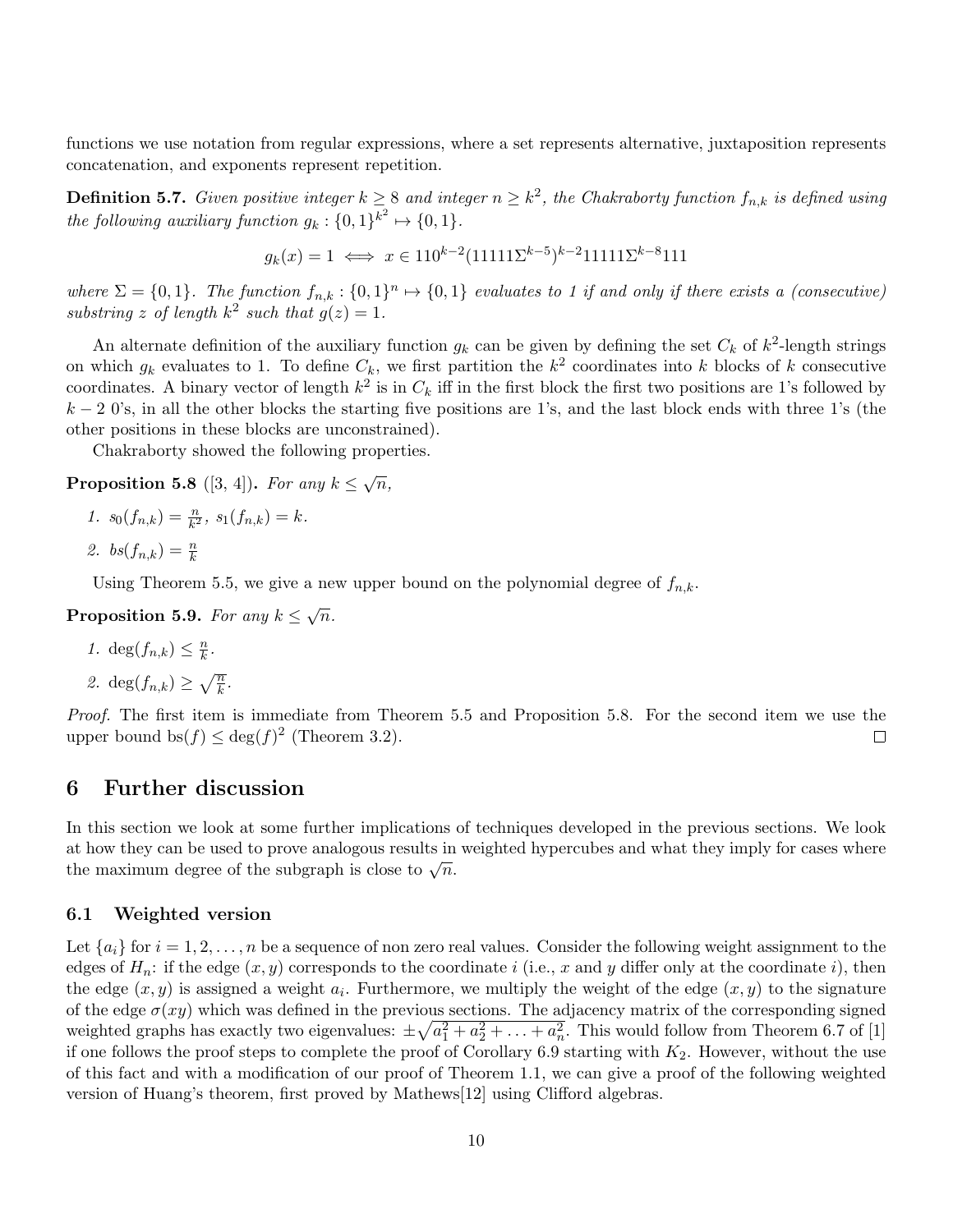functions we use notation from regular expressions, where a set represents alternative, juxtaposition represents concatenation, and exponents represent repetition.

**Definition 5.7.** *Given positive integer $k \geq 8$ and integer $n \geq k^2$, the Chakraborty function $f_{n,k}$ is defined using the following auxiliary function $g_k : \{0,1\}^{k^2} \mapsto \{0,1\}$.*

$$g_k(x) = 1 \iff x \in 110^{k-2}(11111\Sigma^{k-5})^{k-2}11111\Sigma^{k-8}111$$

*where $\Sigma = \{0,1\}$. The function $f_{n,k} : \{0,1\}^n \mapsto \{0,1\}$ evaluates to 1 if and only if there exists a (consecutive) substring $z$ of length $k^2$ such that $g(z) = 1$.*

An alternate definition of the auxiliary function $g_k$ can be given by defining the set $C_k$ of $k^2$-length strings on which $g_k$ evaluates to 1. To define $C_k$, we first partition the $k^2$ coordinates into $k$ blocks of $k$ consecutive coordinates. A binary vector of length $k^2$ is in $C_k$ iff in the first block the first two positions are 1's followed by $k-2$ 0's, in all the other blocks the starting five positions are 1's, and the last block ends with three 1's (the other positions in these blocks are unconstrained).

Chakraborty showed the following properties.

**Proposition 5.8** ([3, 4])**.** *For any $k \leq \sqrt{n}$,*

1. $s_0(f_{n,k}) = \frac{n}{k^2}$, $s_1(f_{n,k}) = k$.
2. $bs(f_{n,k}) = \frac{n}{k}$

Using Theorem 5.5, we give a new upper bound on the polynomial degree of $f_{n,k}$.

**Proposition 5.9.** *For any $k \leq \sqrt{n}$.*

1. $\deg(f_{n,k}) \leq \frac{n}{k}$.
2. $\deg(f_{n,k}) \geq \sqrt{\frac{n}{k}}$.

*Proof.* The first item is immediate from Theorem 5.5 and Proposition 5.8. For the second item we use the upper bound $\mathrm{bs}(f) \leq \deg(f)^2$ (Theorem 3.2). $\square$

## 6 Further discussion

In this section we look at some further implications of techniques developed in the previous sections. We look at how they can be used to prove analogous results in weighted hypercubes and what they imply for cases where the maximum degree of the subgraph is close to $\sqrt{n}$.

### 6.1 Weighted version

Let $\{a_i\}$ for $i = 1, 2, \ldots, n$ be a sequence of non zero real values. Consider the following weight assignment to the edges of $H_n$: if the edge $(x, y)$ corresponds to the coordinate $i$ (i.e., $x$ and $y$ differ only at the coordinate $i$), then the edge $(x, y)$ is assigned a weight $a_i$. Furthermore, we multiply the weight of the edge $(x, y)$ to the signature of the edge $\sigma(xy)$ which was defined in the previous sections. The adjacency matrix of the corresponding signed weighted graphs has exactly two eigenvalues: $\pm\sqrt{a_1^2 + a_2^2 + \ldots + a_n^2}$. This would follow from Theorem 6.7 of [1] if one follows the proof steps to complete the proof of Corollary 6.9 starting with $K_2$. However, without the use of this fact and with a modification of our proof of Theorem 1.1, we can give a proof of the following weighted version of Huang's theorem, first proved by Mathews[12] using Clifford algebras.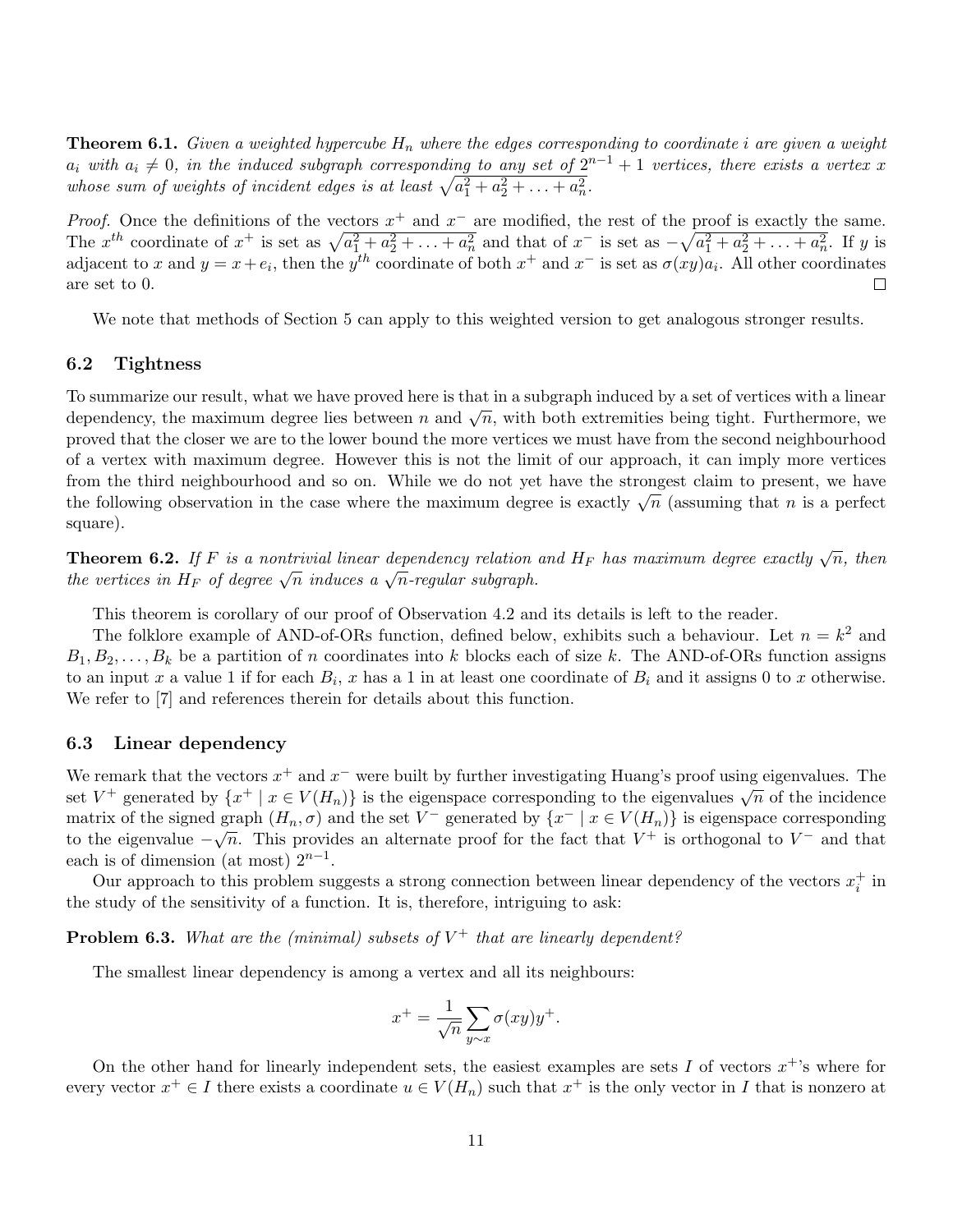**Theorem 6.1.** *Given a weighted hypercube $H_n$ where the edges corresponding to coordinate $i$ are given a weight $a_i$ with $a_i \neq 0$, in the induced subgraph corresponding to any set of $2^{n-1}+1$ vertices, there exists a vertex $x$ whose sum of weights of incident edges is at least $\sqrt{a_1^2 + a_2^2 + \ldots + a_n^2}$.*

*Proof.* Once the definitions of the vectors $x^+$ and $x^-$ are modified, the rest of the proof is exactly the same. The $x^{th}$ coordinate of $x^+$ is set as $\sqrt{a_1^2 + a_2^2 + \ldots + a_n^2}$ and that of $x^-$ is set as $-\sqrt{a_1^2 + a_2^2 + \ldots + a_n^2}$. If $y$ is adjacent to $x$ and $y = x + e_i$, then the $y^{th}$ coordinate of both $x^+$ and $x^-$ is set as $\sigma(xy)a_i$. All other coordinates are set to 0. □

We note that methods of Section 5 can apply to this weighted version to get analogous stronger results.

### 6.2 Tightness

To summarize our result, what we have proved here is that in a subgraph induced by a set of vertices with a linear dependency, the maximum degree lies between $n$ and $\sqrt{n}$, with both extremities being tight. Furthermore, we proved that the closer we are to the lower bound the more vertices we must have from the second neighbourhood of a vertex with maximum degree. However this is not the limit of our approach, it can imply more vertices from the third neighbourhood and so on. While we do not yet have the strongest claim to present, we have the following observation in the case where the maximum degree is exactly $\sqrt{n}$ (assuming that $n$ is a perfect square).

**Theorem 6.2.** *If $F$ is a nontrivial linear dependency relation and $H_F$ has maximum degree exactly $\sqrt{n}$, then the vertices in $H_F$ of degree $\sqrt{n}$ induces a $\sqrt{n}$-regular subgraph.*

This theorem is corollary of our proof of Observation 4.2 and its details is left to the reader.

The folklore example of AND-of-ORs function, defined below, exhibits such a behaviour. Let $n = k^2$ and $B_1, B_2, \ldots, B_k$ be a partition of $n$ coordinates into $k$ blocks each of size $k$. The AND-of-ORs function assigns to an input $x$ a value 1 if for each $B_i$, $x$ has a 1 in at least one coordinate of $B_i$ and it assigns 0 to $x$ otherwise. We refer to [7] and references therein for details about this function.

### 6.3 Linear dependency

We remark that the vectors $x^+$ and $x^-$ were built by further investigating Huang's proof using eigenvalues. The set $V^+$ generated by $\{x^+ \mid x \in V(H_n)\}$ is the eigenspace corresponding to the eigenvalues $\sqrt{n}$ of the incidence matrix of the signed graph $(H_n, \sigma)$ and the set $V^-$ generated by $\{x^- \mid x \in V(H_n)\}$ is eigenspace corresponding to the eigenvalue $-\sqrt{n}$. This provides an alternate proof for the fact that $V^+$ is orthogonal to $V^-$ and that each is of dimension (at most) $2^{n-1}$.

Our approach to this problem suggests a strong connection between linear dependency of the vectors $x_i^+$ in the study of the sensitivity of a function. It is, therefore, intriguing to ask:

**Problem 6.3.** *What are the (minimal) subsets of $V^+$ that are linearly dependent?*

The smallest linear dependency is among a vertex and all its neighbours:

$$x^+ = \frac{1}{\sqrt{n}} \sum_{y \sim x} \sigma(xy) y^+.$$

On the other hand for linearly independent sets, the easiest examples are sets $I$ of vectors $x^+$'s where for every vector $x^+ \in I$ there exists a coordinate $u \in V(H_n)$ such that $x^+$ is the only vector in $I$ that is nonzero at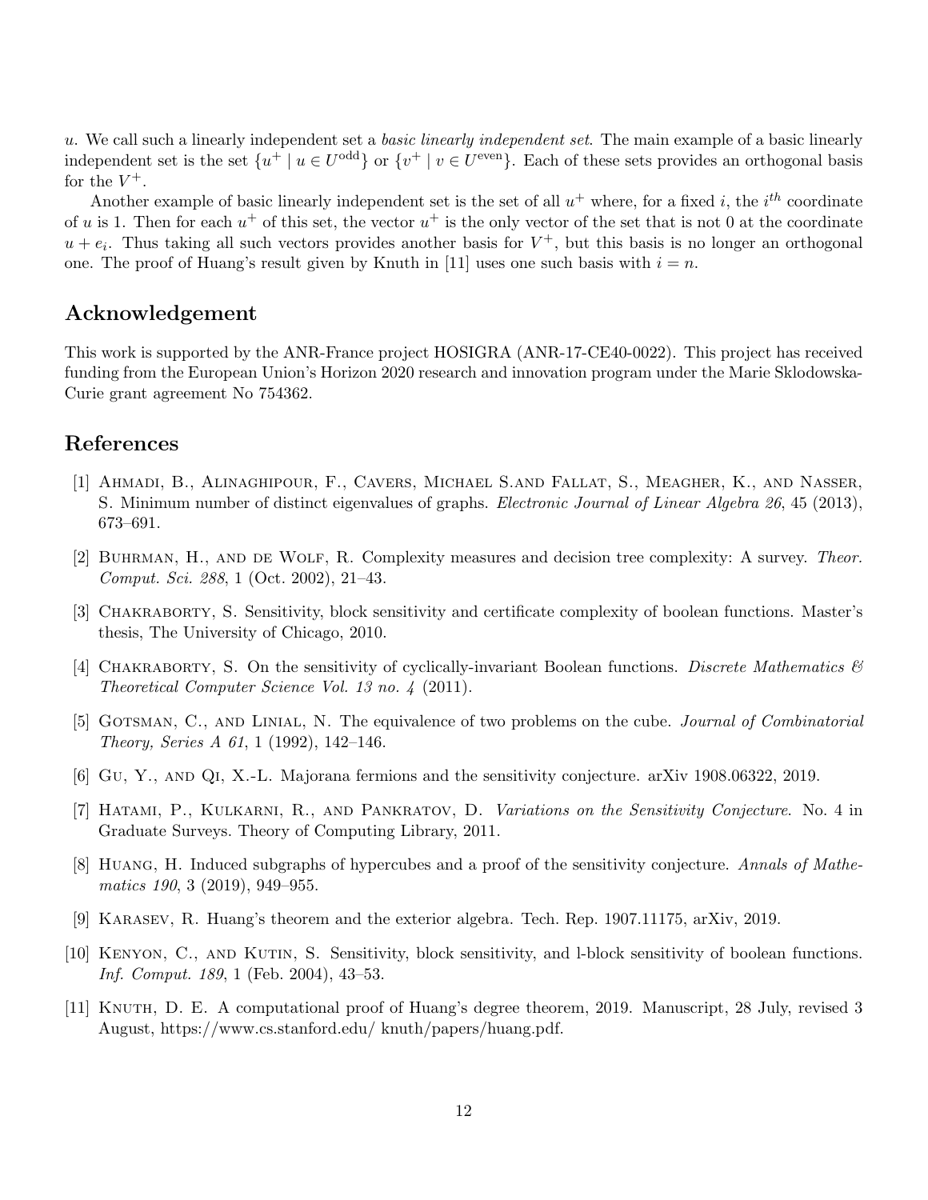$u$. We call such a linearly independent set a *basic linearly independent set*. The main example of a basic linearly independent set is the set $\{u^+ \mid u \in U^{\text{odd}}\}$ or $\{v^+ \mid v \in U^{\text{even}}\}$. Each of these sets provides an orthogonal basis for the $V^+$.

Another example of basic linearly independent set is the set of all $u^+$ where, for a fixed $i$, the $i^{th}$ coordinate of $u$ is 1. Then for each $u^+$ of this set, the vector $u^+$ is the only vector of the set that is not 0 at the coordinate $u + e_i$. Thus taking all such vectors provides another basis for $V^+$, but this basis is no longer an orthogonal one. The proof of Huang's result given by Knuth in [11] uses one such basis with $i = n$.

## Acknowledgement

This work is supported by the ANR-France project HOSIGRA (ANR-17-CE40-0022). This project has received funding from the European Union's Horizon 2020 research and innovation program under the Marie Sklodowska-Curie grant agreement No 754362.

## References

[1] Ahmadi, B., Alinaghipour, F., Cavers, Michael S.and Fallat, S., Meagher, K., and Nasser, S. Minimum number of distinct eigenvalues of graphs. *Electronic Journal of Linear Algebra 26*, 45 (2013), 673–691.

[2] Buhrman, H., and de Wolf, R. Complexity measures and decision tree complexity: A survey. *Theor. Comput. Sci. 288*, 1 (Oct. 2002), 21–43.

[3] Chakraborty, S. Sensitivity, block sensitivity and certificate complexity of boolean functions. Master's thesis, The University of Chicago, 2010.

[4] Chakraborty, S. On the sensitivity of cyclically-invariant Boolean functions. *Discrete Mathematics & Theoretical Computer Science Vol. 13 no. 4* (2011).

[5] Gotsman, C., and Linial, N. The equivalence of two problems on the cube. *Journal of Combinatorial Theory, Series A 61*, 1 (1992), 142–146.

[6] Gu, Y., and Qi, X.-L. Majorana fermions and the sensitivity conjecture. arXiv 1908.06322, 2019.

[7] Hatami, P., Kulkarni, R., and Pankratov, D. *Variations on the Sensitivity Conjecture*. No. 4 in Graduate Surveys. Theory of Computing Library, 2011.

[8] Huang, H. Induced subgraphs of hypercubes and a proof of the sensitivity conjecture. *Annals of Mathematics 190*, 3 (2019), 949–955.

[9] Karasev, R. Huang's theorem and the exterior algebra. Tech. Rep. 1907.11175, arXiv, 2019.

[10] Kenyon, C., and Kutin, S. Sensitivity, block sensitivity, and l-block sensitivity of boolean functions. *Inf. Comput. 189*, 1 (Feb. 2004), 43–53.

[11] Knuth, D. E. A computational proof of Huang's degree theorem, 2019. Manuscript, 28 July, revised 3 August, https://www.cs.stanford.edu/ knuth/papers/huang.pdf.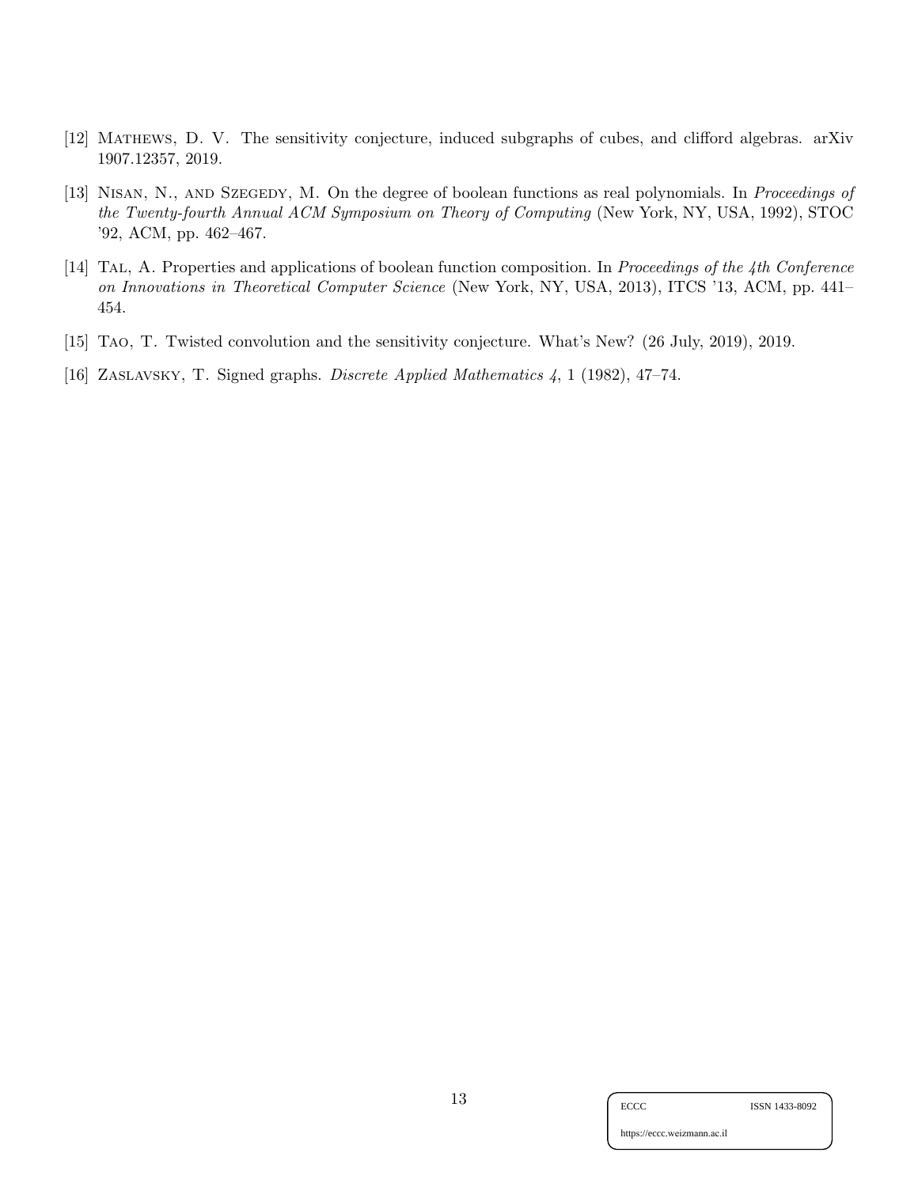[12] Mathews, D. V. The sensitivity conjecture, induced subgraphs of cubes, and clifford algebras. arXiv 1907.12357, 2019.

[13] Nisan, N., and Szegedy, M. On the degree of boolean functions as real polynomials. In *Proceedings of the Twenty-fourth Annual ACM Symposium on Theory of Computing* (New York, NY, USA, 1992), STOC '92, ACM, pp. 462–467.

[14] Tal, A. Properties and applications of boolean function composition. In *Proceedings of the 4th Conference on Innovations in Theoretical Computer Science* (New York, NY, USA, 2013), ITCS '13, ACM, pp. 441–454.

[15] Tao, T. Twisted convolution and the sensitivity conjecture. What's New? (26 July, 2019), 2019.

[16] Zaslavsky, T. Signed graphs. *Discrete Applied Mathematics 4*, 1 (1982), 47–74.

ECCC ISSN 1433-8092

https://eccc.weizmann.ac.il